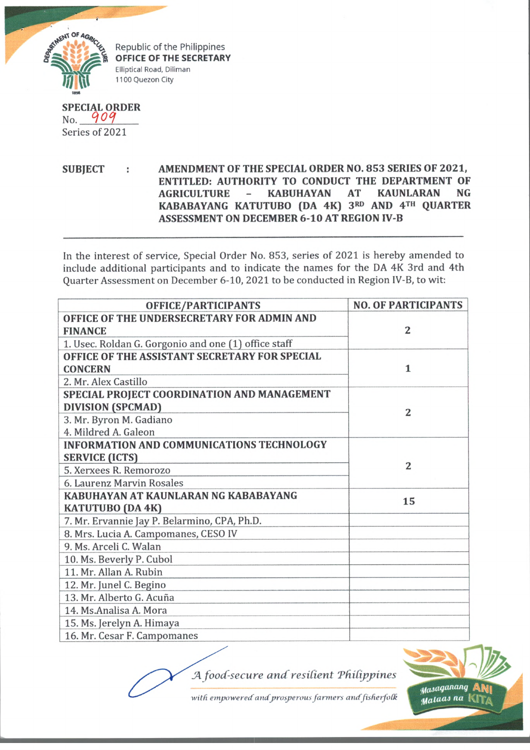Republic of the Philippines
**OFFICE OF THE SECRETARY**
Elliptical Road, Diliman
1100 Quezon City

**SPECIAL ORDER**
No. 909
Series of 2021

**SUBJECT : AMENDMENT OF THE SPECIAL ORDER NO. 853 SERIES OF 2021, ENTITLED: AUTHORITY TO CONDUCT THE DEPARTMENT OF AGRICULTURE – KABUHAYAN AT KAUNLARAN NG KABABAYANG KATUTUBO (DA 4K) 3RD AND 4TH QUARTER ASSESSMENT ON DECEMBER 6-10 AT REGION IV-B**

---

In the interest of service, Special Order No. 853, series of 2021 is hereby amended to include additional participants and to indicate the names for the DA 4K 3rd and 4th Quarter Assessment on December 6-10, 2021 to be conducted in Region IV-B, to wit:

| OFFICE/PARTICIPANTS | NO. OF PARTICIPANTS |
|---|---|
| **OFFICE OF THE UNDERSECRETARY FOR ADMIN AND FINANCE** | 2 |
| 1. Usec. Roldan G. Gorgonio and one (1) office staff | |
| **OFFICE OF THE ASSISTANT SECRETARY FOR SPECIAL CONCERN** | 1 |
| 2. Mr. Alex Castillo | |
| **SPECIAL PROJECT COORDINATION AND MANAGEMENT DIVISION (SPCMAD)** | 2 |
| 3. Mr. Byron M. Gadiano | |
| 4. Mildred A. Galeon | |
| **INFORMATION AND COMMUNICATIONS TECHNOLOGY SERVICE (ICTS)** | 2 |
| 5. Xerxees R. Remorozo | |
| 6. Laurenz Marvin Rosales | |
| **KABUHAYAN AT KAUNLARAN NG KABABAYANG KATUTUBO (DA 4K)** | 15 |
| 7. Mr. Ervannie Jay P. Belarmino, CPA, Ph.D. | |
| 8. Mrs. Lucia A. Campomanes, CESO IV | |
| 9. Ms. Arceli C. Walan | |
| 10. Ms. Beverly P. Cubol | |
| 11. Mr. Allan A. Rubin | |
| 12. Mr. Junel C. Begino | |
| 13. Mr. Alberto G. Acuña | |
| 14. Ms.Analisa A. Mora | |
| 15. Ms. Jerelyn A. Himaya | |
| 16. Mr. Cesar F. Campomanes | |

*A food-secure and resilient Philippines*
*with empowered and prosperous farmers and fisherfolk*

Masaganang ANI Mataas na KITA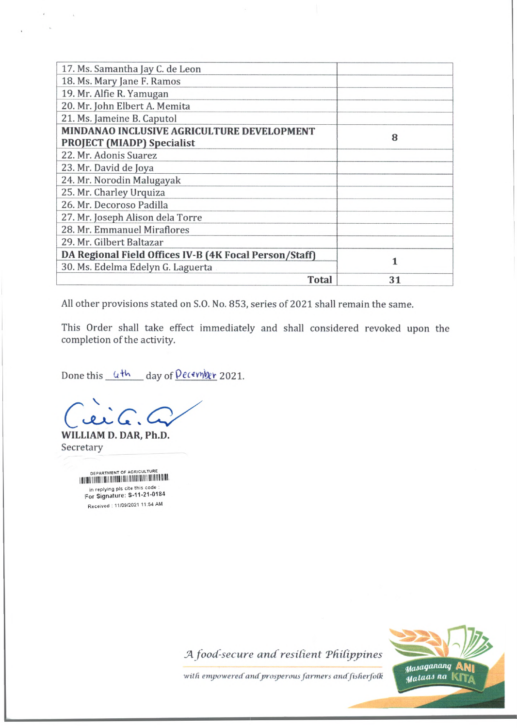| | |
|---|---|
| 17. Ms. Samantha Jay C. de Leon | |
| 18. Ms. Mary Jane F. Ramos | |
| 19. Mr. Alfie R. Yamugan | |
| 20. Mr. John Elbert A. Memita | |
| 21. Ms. Jameine B. Caputol | |
| **MINDANAO INCLUSIVE AGRICULTURE DEVELOPMENT PROJECT (MIADP) Specialist** | **8** |
| 22. Mr. Adonis Suarez | |
| 23. Mr. David de Joya | |
| 24. Mr. Norodin Malugayak | |
| 25. Mr. Charley Urquiza | |
| 26. Mr. Decoroso Padilla | |
| 27. Mr. Joseph Alison dela Torre | |
| 28. Mr. Emmanuel Miraflores | |
| 29. Mr. Gilbert Baltazar | |
| **DA Regional Field Offices IV-B (4K Focal Person/Staff)** | **1** |
| 30. Ms. Edelma Edelyn G. Laguerta | |
| **Total** | **31** |

All other provisions stated on S.O. No. 853, series of 2021 shall remain the same.

This Order shall take effect immediately and shall considered revoked upon the completion of the activity.

Done this 6th day of December 2021.

**WILLIAM D. DAR, Ph.D.**
Secretary

DEPARTMENT OF AGRICULTURE
in replying pls cite this code :
For Signature: S-11-21-0184
Received : 11/09/2021 11:54 AM

*A food-secure and resilient Philippines with empowered and prosperous farmers and fisherfolk*

Masaganang ANI Mataas na KITA